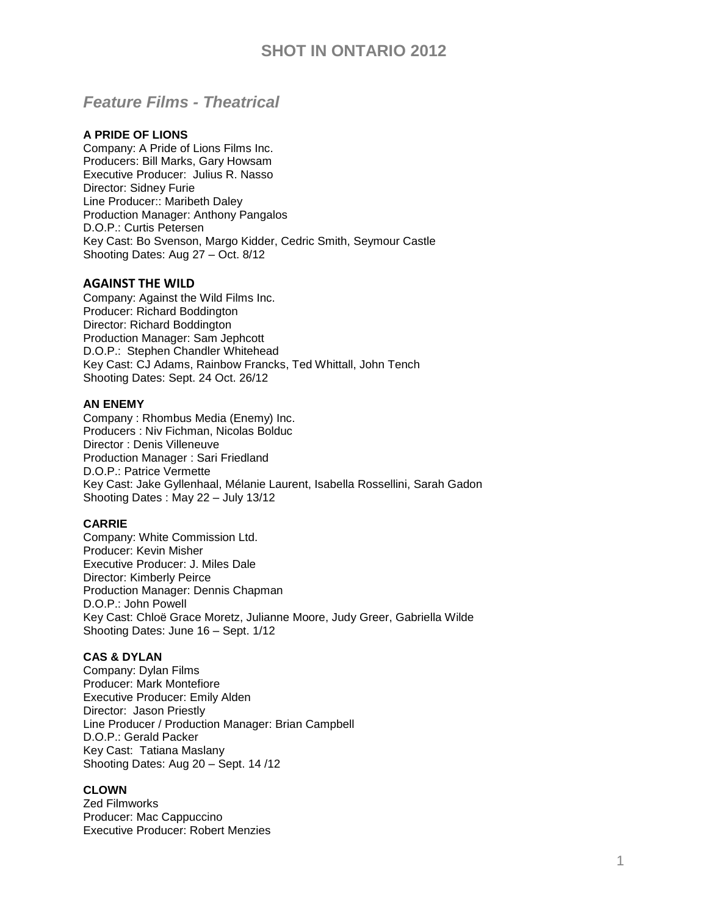# SHOT IN ONTARIO 2012

## *Feature Films - Theatrical*

**A PRIDE OF LIONS**
Company: A Pride of Lions Films Inc.
Producers: Bill Marks, Gary Howsam
Executive Producer: Julius R. Nasso
Director: Sidney Furie
Line Producer:: Maribeth Daley
Production Manager: Anthony Pangalos
D.O.P.: Curtis Petersen
Key Cast: Bo Svenson, Margo Kidder, Cedric Smith, Seymour Castle
Shooting Dates: Aug 27 – Oct. 8/12

**AGAINST THE WILD**
Company: Against the Wild Films Inc.
Producer: Richard Boddington
Director: Richard Boddington
Production Manager: Sam Jephcott
D.O.P.: Stephen Chandler Whitehead
Key Cast: CJ Adams, Rainbow Francks, Ted Whittall, John Tench
Shooting Dates: Sept. 24 Oct. 26/12

**AN ENEMY**
Company : Rhombus Media (Enemy) Inc.
Producers : Niv Fichman, Nicolas Bolduc
Director : Denis Villeneuve
Production Manager : Sari Friedland
D.O.P.: Patrice Vermette
Key Cast: Jake Gyllenhaal, Mélanie Laurent, Isabella Rossellini, Sarah Gadon
Shooting Dates : May 22 – July 13/12

**CARRIE**
Company: White Commission Ltd.
Producer: Kevin Misher
Executive Producer: J. Miles Dale
Director: Kimberly Peirce
Production Manager: Dennis Chapman
D.O.P.: John Powell
Key Cast: Chloë Grace Moretz, Julianne Moore, Judy Greer, Gabriella Wilde
Shooting Dates: June 16 – Sept. 1/12

**CAS & DYLAN**
Company: Dylan Films
Producer: Mark Montefiore
Executive Producer: Emily Alden
Director: Jason Priestly
Line Producer / Production Manager: Brian Campbell
D.O.P.: Gerald Packer
Key Cast: Tatiana Maslany
Shooting Dates: Aug 20 – Sept. 14 /12

**CLOWN**
Zed Filmworks
Producer: Mac Cappuccino
Executive Producer: Robert Menzies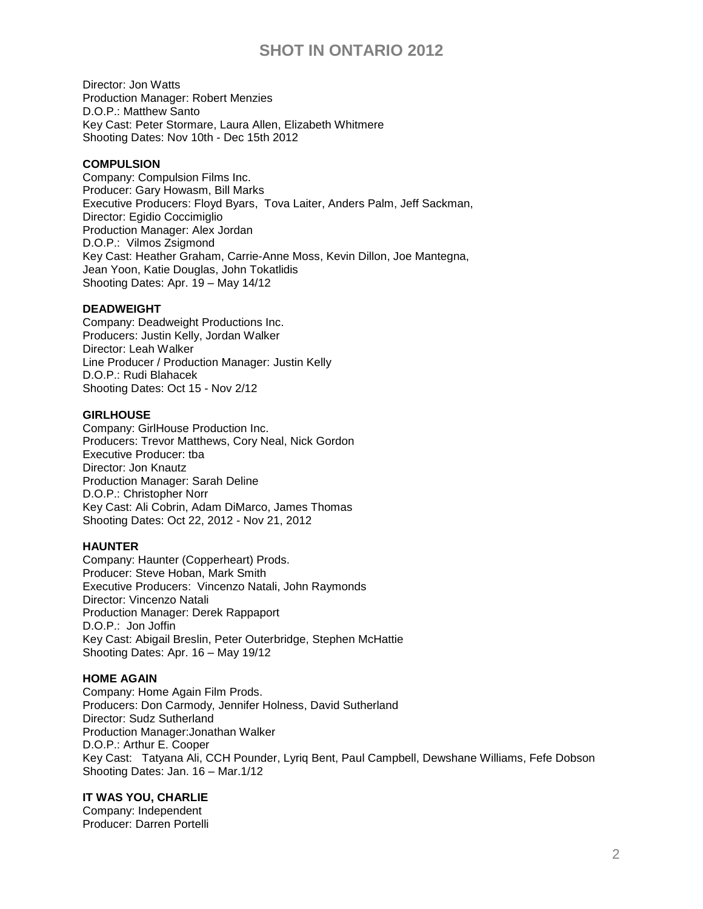Director: Jon Watts
Production Manager: Robert Menzies
D.O.P.: Matthew Santo
Key Cast: Peter Stormare, Laura Allen, Elizabeth Whitmere
Shooting Dates: Nov 10th - Dec 15th 2012

**COMPULSION**
Company: Compulsion Films Inc.
Producer: Gary Howasm, Bill Marks
Executive Producers: Floyd Byars, Tova Laiter, Anders Palm, Jeff Sackman,
Director: Egidio Coccimiglio
Production Manager: Alex Jordan
D.O.P.: Vilmos Zsigmond
Key Cast: Heather Graham, Carrie-Anne Moss, Kevin Dillon, Joe Mantegna, Jean Yoon, Katie Douglas, John Tokatlidis
Shooting Dates: Apr. 19 – May 14/12

**DEADWEIGHT**
Company: Deadweight Productions Inc.
Producers: Justin Kelly, Jordan Walker
Director: Leah Walker
Line Producer / Production Manager: Justin Kelly
D.O.P.: Rudi Blahacek
Shooting Dates: Oct 15 - Nov 2/12

**GIRLHOUSE**
Company: GirlHouse Production Inc.
Producers: Trevor Matthews, Cory Neal, Nick Gordon
Executive Producer: tba
Director: Jon Knautz
Production Manager: Sarah Deline
D.O.P.: Christopher Norr
Key Cast: Ali Cobrin, Adam DiMarco, James Thomas
Shooting Dates: Oct 22, 2012 - Nov 21, 2012

**HAUNTER**
Company: Haunter (Copperheart) Prods.
Producer: Steve Hoban, Mark Smith
Executive Producers: Vincenzo Natali, John Raymonds
Director: Vincenzo Natali
Production Manager: Derek Rappaport
D.O.P.: Jon Joffin
Key Cast: Abigail Breslin, Peter Outerbridge, Stephen McHattie
Shooting Dates: Apr. 16 – May 19/12

**HOME AGAIN**
Company: Home Again Film Prods.
Producers: Don Carmody, Jennifer Holness, David Sutherland
Director: Sudz Sutherland
Production Manager:Jonathan Walker
D.O.P.: Arthur E. Cooper
Key Cast: Tatyana Ali, CCH Pounder, Lyriq Bent, Paul Campbell, Dewshane Williams, Fefe Dobson
Shooting Dates: Jan. 16 – Mar.1/12

**IT WAS YOU, CHARLIE**
Company: Independent
Producer: Darren Portelli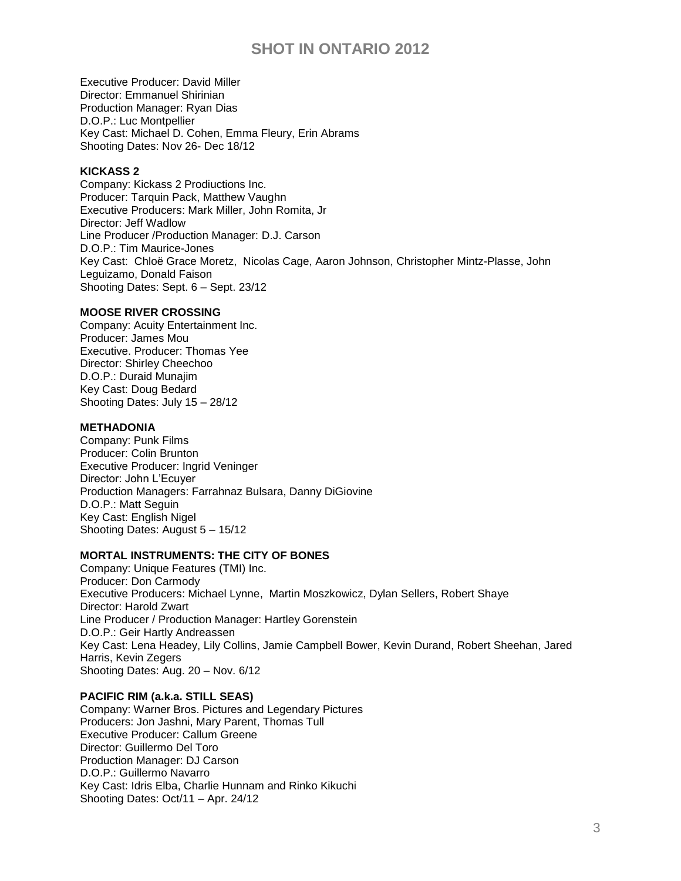Executive Producer: David Miller
Director: Emmanuel Shirinian
Production Manager: Ryan Dias
D.O.P.: Luc Montpellier
Key Cast: Michael D. Cohen, Emma Fleury, Erin Abrams
Shooting Dates: Nov 26- Dec 18/12

**KICKASS 2**

Company: Kickass 2 Prodiuctions Inc.
Producer: Tarquin Pack, Matthew Vaughn
Executive Producers: Mark Miller, John Romita, Jr
Director: Jeff Wadlow
Line Producer /Production Manager: D.J. Carson
D.O.P.: Tim Maurice-Jones
Key Cast: Chloë Grace Moretz, Nicolas Cage, Aaron Johnson, Christopher Mintz-Plasse, John Leguizamo, Donald Faison
Shooting Dates: Sept. 6 – Sept. 23/12

**MOOSE RIVER CROSSING**

Company: Acuity Entertainment Inc.
Producer: James Mou
Executive. Producer: Thomas Yee
Director: Shirley Cheechoo
D.O.P.: Duraid Munajim
Key Cast: Doug Bedard
Shooting Dates: July 15 – 28/12

**METHADONIA**

Company: Punk Films
Producer: Colin Brunton
Executive Producer: Ingrid Veninger
Director: John L'Ecuyer
Production Managers: Farrahnaz Bulsara, Danny DiGiovine
D.O.P.: Matt Seguin
Key Cast: English Nigel
Shooting Dates: August 5 – 15/12

**MORTAL INSTRUMENTS: THE CITY OF BONES**

Company: Unique Features (TMI) Inc.
Producer: Don Carmody
Executive Producers: Michael Lynne, Martin Moszkowicz, Dylan Sellers, Robert Shaye
Director: Harold Zwart
Line Producer / Production Manager: Hartley Gorenstein
D.O.P.: Geir Hartly Andreassen
Key Cast: Lena Headey, Lily Collins, Jamie Campbell Bower, Kevin Durand, Robert Sheehan, Jared Harris, Kevin Zegers
Shooting Dates: Aug. 20 – Nov. 6/12

**PACIFIC RIM (a.k.a. STILL SEAS)**

Company: Warner Bros. Pictures and Legendary Pictures
Producers: Jon Jashni, Mary Parent, Thomas Tull
Executive Producer: Callum Greene
Director: Guillermo Del Toro
Production Manager: DJ Carson
D.O.P.: Guillermo Navarro
Key Cast: Idris Elba, Charlie Hunnam and Rinko Kikuchi
Shooting Dates: Oct/11 – Apr. 24/12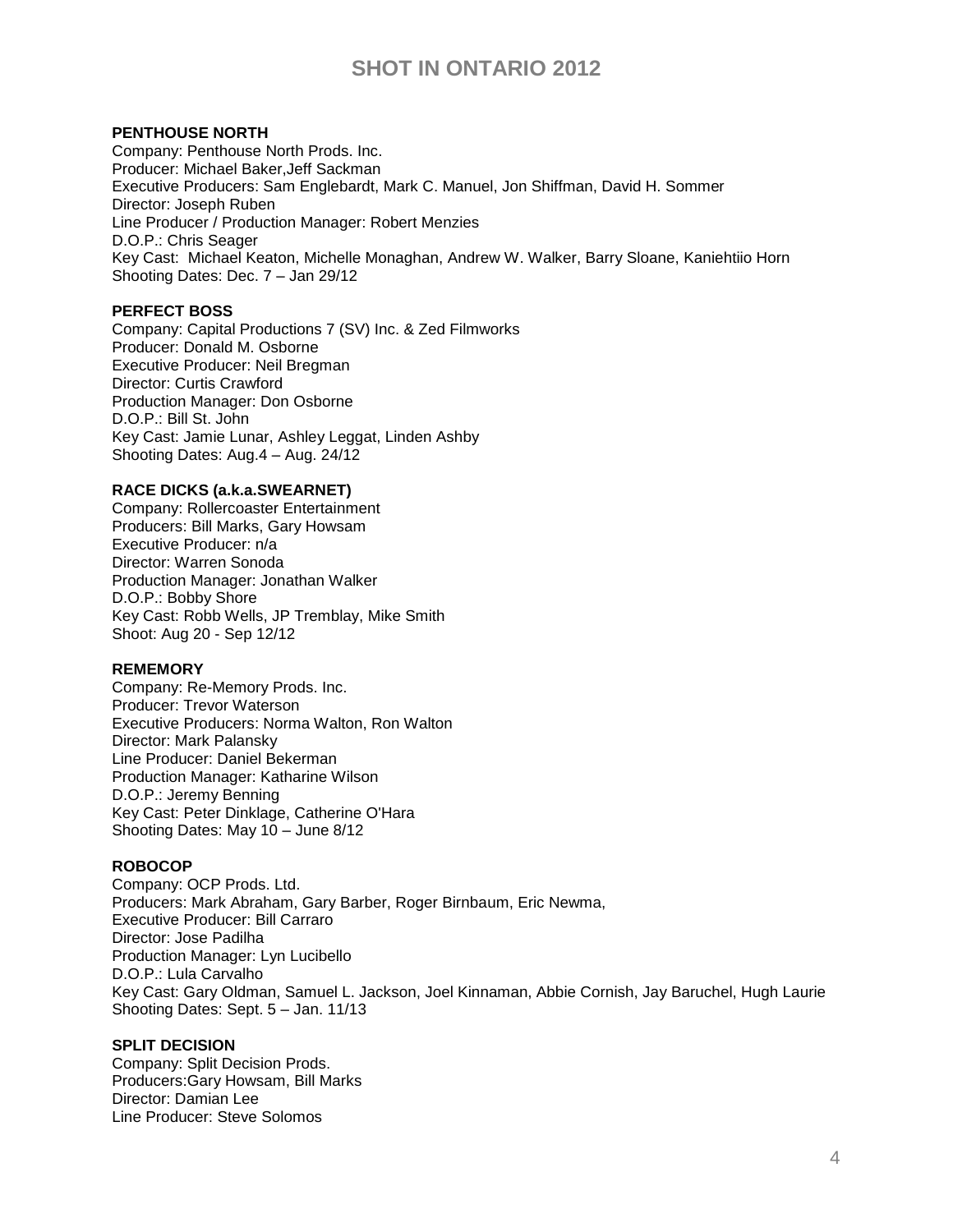# SHOT IN ONTARIO 2012

**PENTHOUSE NORTH**
Company: Penthouse North Prods. Inc.
Producer: Michael Baker,Jeff Sackman
Executive Producers: Sam Englebardt, Mark C. Manuel, Jon Shiffman, David H. Sommer
Director: Joseph Ruben
Line Producer / Production Manager: Robert Menzies
D.O.P.: Chris Seager
Key Cast: Michael Keaton, Michelle Monaghan, Andrew W. Walker, Barry Sloane, Kaniehtiio Horn
Shooting Dates: Dec. 7 – Jan 29/12

**PERFECT BOSS**
Company: Capital Productions 7 (SV) Inc. & Zed Filmworks
Producer: Donald M. Osborne
Executive Producer: Neil Bregman
Director: Curtis Crawford
Production Manager: Don Osborne
D.O.P.: Bill St. John
Key Cast: Jamie Lunar, Ashley Leggat, Linden Ashby
Shooting Dates: Aug.4 – Aug. 24/12

**RACE DICKS (a.k.a.SWEARNET)**
Company: Rollercoaster Entertainment
Producers: Bill Marks, Gary Howsam
Executive Producer: n/a
Director: Warren Sonoda
Production Manager: Jonathan Walker
D.O.P.: Bobby Shore
Key Cast: Robb Wells, JP Tremblay, Mike Smith
Shoot: Aug 20 - Sep 12/12

**REMEMORY**
Company: Re-Memory Prods. Inc.
Producer: Trevor Waterson
Executive Producers: Norma Walton, Ron Walton
Director: Mark Palansky
Line Producer: Daniel Bekerman
Production Manager: Katharine Wilson
D.O.P.: Jeremy Benning
Key Cast: Peter Dinklage, Catherine O'Hara
Shooting Dates: May 10 – June 8/12

**ROBOCOP**
Company: OCP Prods. Ltd.
Producers: Mark Abraham, Gary Barber, Roger Birnbaum, Eric Newma,
Executive Producer: Bill Carraro
Director: Jose Padilha
Production Manager: Lyn Lucibello
D.O.P.: Lula Carvalho
Key Cast: Gary Oldman, Samuel L. Jackson, Joel Kinnaman, Abbie Cornish, Jay Baruchel, Hugh Laurie
Shooting Dates: Sept. 5 – Jan. 11/13

**SPLIT DECISION**
Company: Split Decision Prods.
Producers:Gary Howsam, Bill Marks
Director: Damian Lee
Line Producer: Steve Solomos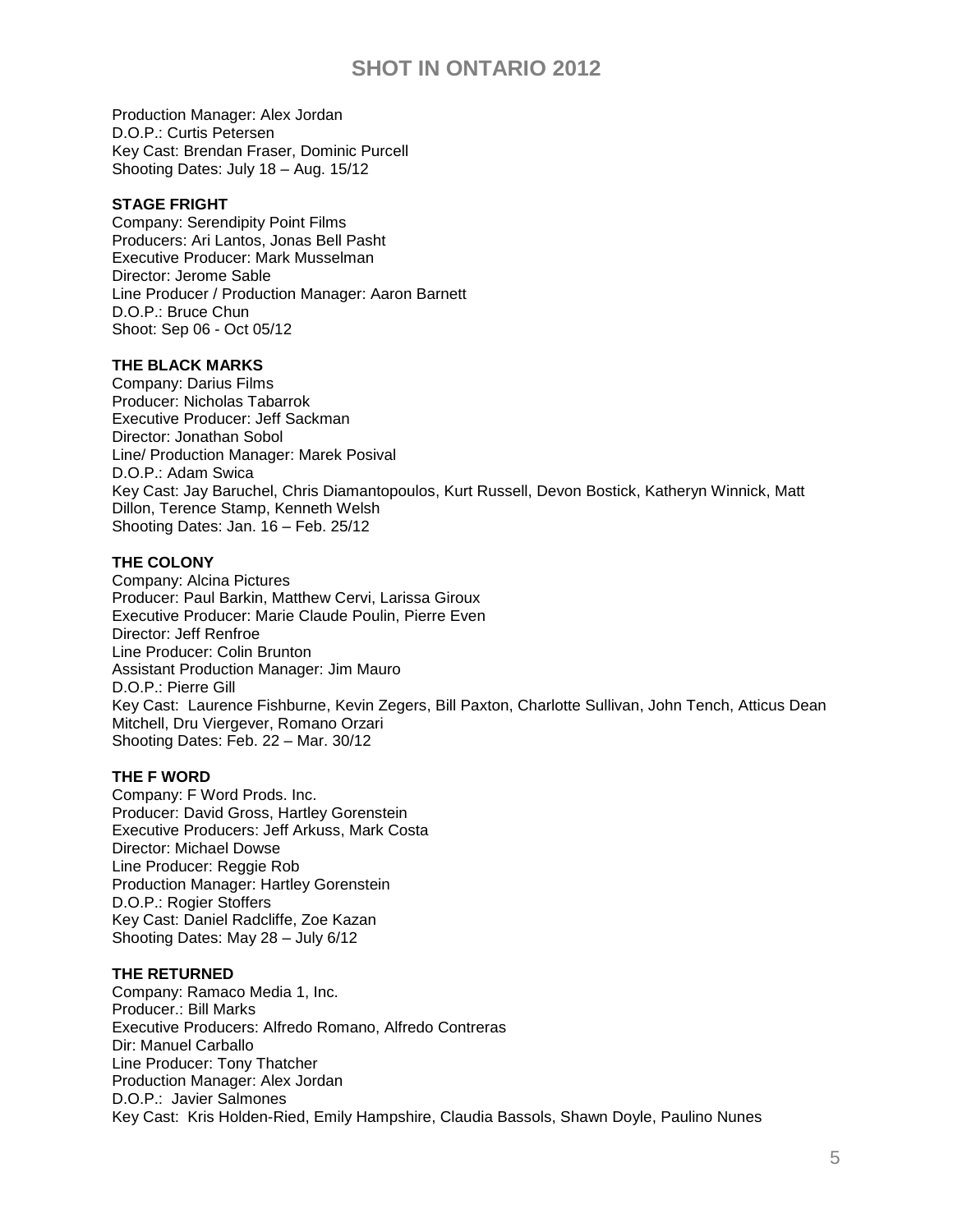Production Manager: Alex Jordan
D.O.P.: Curtis Petersen
Key Cast: Brendan Fraser, Dominic Purcell
Shooting Dates: July 18 – Aug. 15/12

**STAGE FRIGHT**
Company: Serendipity Point Films
Producers: Ari Lantos, Jonas Bell Pasht
Executive Producer: Mark Musselman
Director: Jerome Sable
Line Producer / Production Manager: Aaron Barnett
D.O.P.: Bruce Chun
Shoot: Sep 06 - Oct 05/12

**THE BLACK MARKS**
Company: Darius Films
Producer: Nicholas Tabarrok
Executive Producer: Jeff Sackman
Director: Jonathan Sobol
Line/ Production Manager: Marek Posival
D.O.P.: Adam Swica
Key Cast: Jay Baruchel, Chris Diamantopoulos, Kurt Russell, Devon Bostick, Katheryn Winnick, Matt Dillon, Terence Stamp, Kenneth Welsh
Shooting Dates: Jan. 16 – Feb. 25/12

**THE COLONY**
Company: Alcina Pictures
Producer: Paul Barkin, Matthew Cervi, Larissa Giroux
Executive Producer: Marie Claude Poulin, Pierre Even
Director: Jeff Renfroe
Line Producer: Colin Brunton
Assistant Production Manager: Jim Mauro
D.O.P.: Pierre Gill
Key Cast: Laurence Fishburne, Kevin Zegers, Bill Paxton, Charlotte Sullivan, John Tench, Atticus Dean Mitchell, Dru Viergever, Romano Orzari
Shooting Dates: Feb. 22 – Mar. 30/12

**THE F WORD**
Company: F Word Prods. Inc.
Producer: David Gross, Hartley Gorenstein
Executive Producers: Jeff Arkuss, Mark Costa
Director: Michael Dowse
Line Producer: Reggie Rob
Production Manager: Hartley Gorenstein
D.O.P.: Rogier Stoffers
Key Cast: Daniel Radcliffe, Zoe Kazan
Shooting Dates: May 28 – July 6/12

**THE RETURNED**
Company: Ramaco Media 1, Inc.
Producer.: Bill Marks
Executive Producers: Alfredo Romano, Alfredo Contreras
Dir: Manuel Carballo
Line Producer: Tony Thatcher
Production Manager: Alex Jordan
D.O.P.: Javier Salmones
Key Cast: Kris Holden-Ried, Emily Hampshire, Claudia Bassols, Shawn Doyle, Paulino Nunes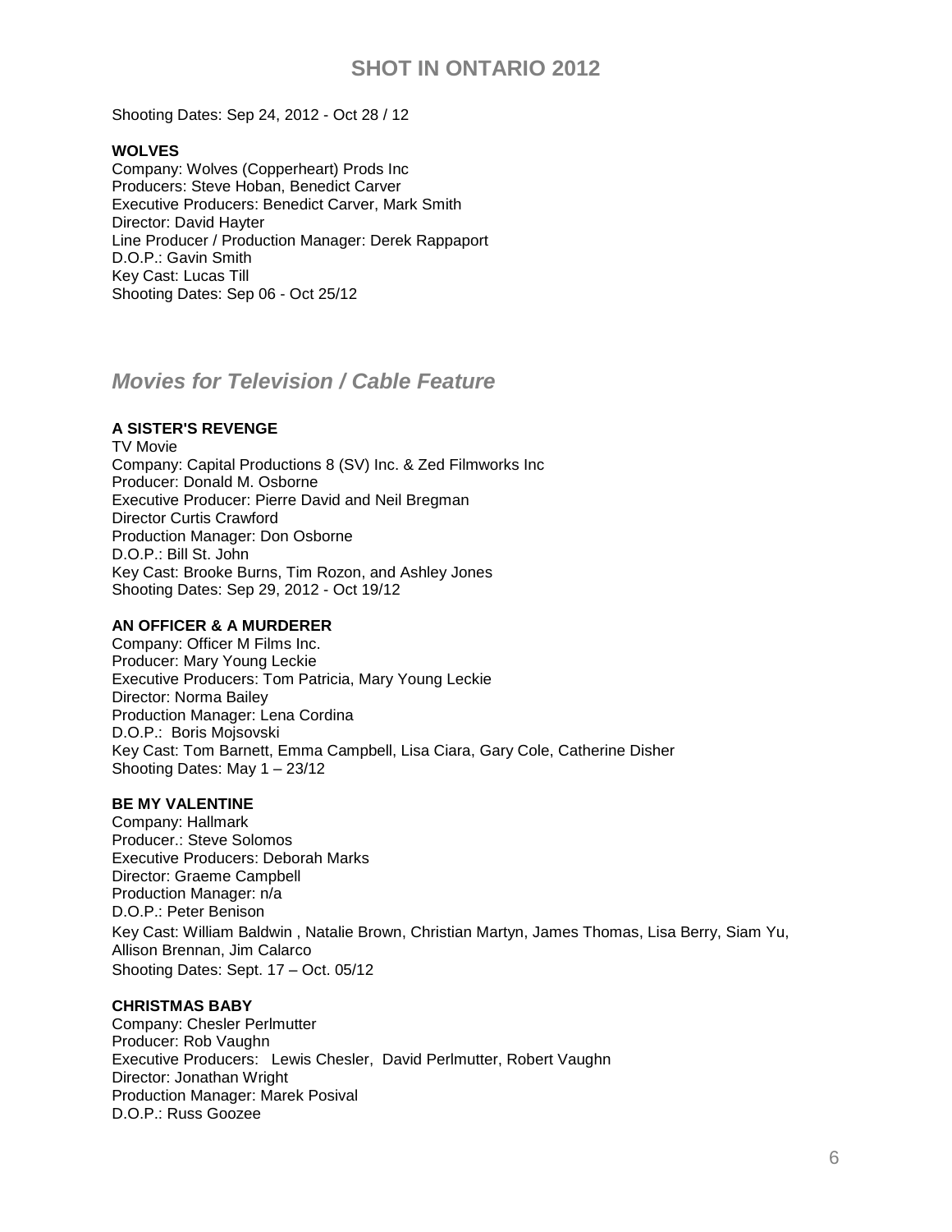Shooting Dates: Sep 24, 2012 - Oct 28 / 12

**WOLVES**
Company: Wolves (Copperheart) Prods Inc
Producers: Steve Hoban, Benedict Carver
Executive Producers: Benedict Carver, Mark Smith
Director: David Hayter
Line Producer / Production Manager: Derek Rappaport
D.O.P.: Gavin Smith
Key Cast: Lucas Till
Shooting Dates: Sep 06 - Oct 25/12

## *Movies for Television / Cable Feature*

**A SISTER'S REVENGE**
TV Movie
Company: Capital Productions 8 (SV) Inc. & Zed Filmworks Inc
Producer: Donald M. Osborne
Executive Producer: Pierre David and Neil Bregman
Director Curtis Crawford
Production Manager: Don Osborne
D.O.P.: Bill St. John
Key Cast: Brooke Burns, Tim Rozon, and Ashley Jones
Shooting Dates: Sep 29, 2012 - Oct 19/12

**AN OFFICER & A MURDERER**
Company: Officer M Films Inc.
Producer: Mary Young Leckie
Executive Producers: Tom Patricia, Mary Young Leckie
Director: Norma Bailey
Production Manager: Lena Cordina
D.O.P.: Boris Mojsovski
Key Cast: Tom Barnett, Emma Campbell, Lisa Ciara, Gary Cole, Catherine Disher
Shooting Dates: May 1 – 23/12

**BE MY VALENTINE**
Company: Hallmark
Producer.: Steve Solomos
Executive Producers: Deborah Marks
Director: Graeme Campbell
Production Manager: n/a
D.O.P.: Peter Benison
Key Cast: William Baldwin , Natalie Brown, Christian Martyn, James Thomas, Lisa Berry, Siam Yu, Allison Brennan, Jim Calarco
Shooting Dates: Sept. 17 – Oct. 05/12

**CHRISTMAS BABY**
Company: Chesler Perlmutter
Producer: Rob Vaughn
Executive Producers: Lewis Chesler, David Perlmutter, Robert Vaughn
Director: Jonathan Wright
Production Manager: Marek Posival
D.O.P.: Russ Goozee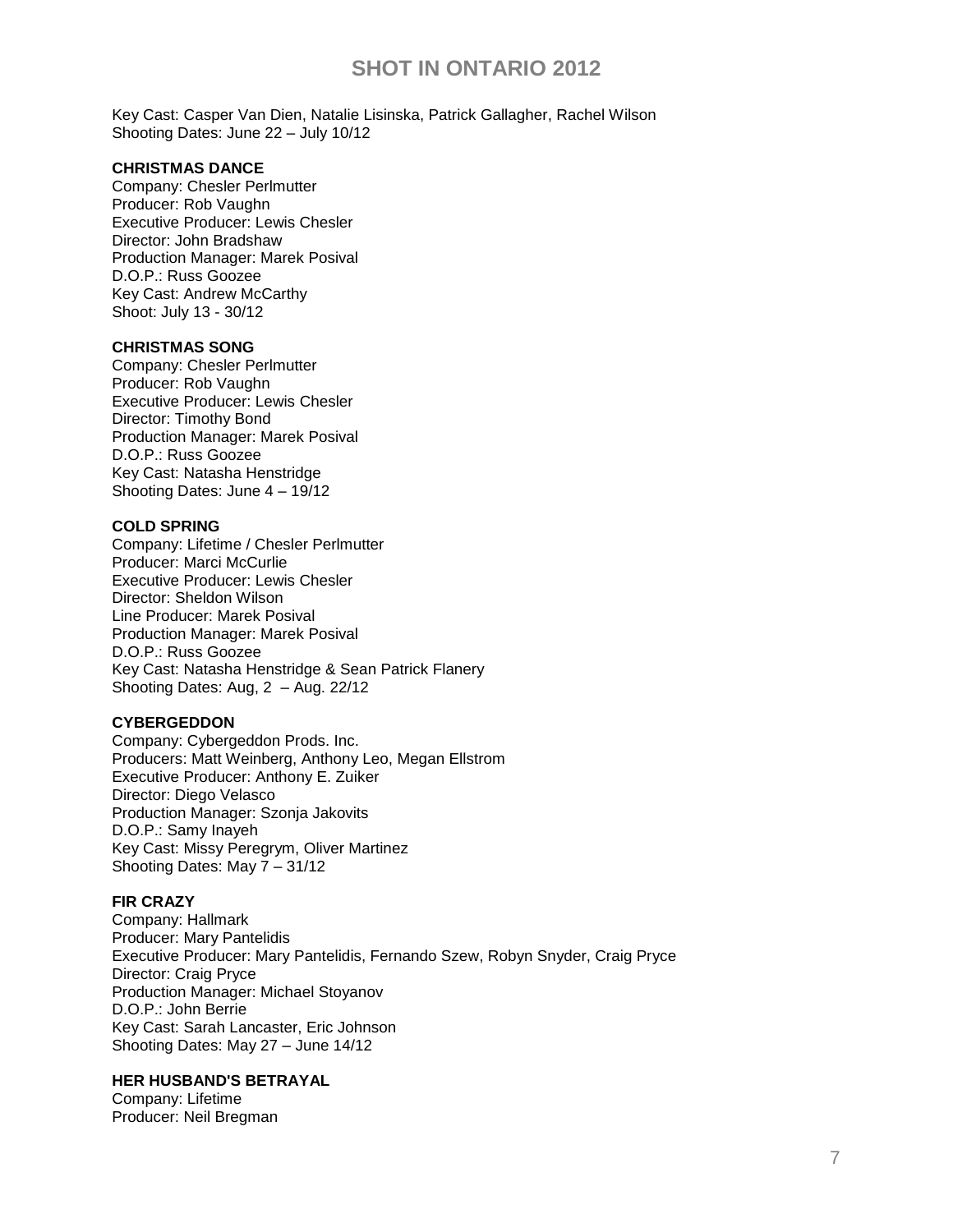Key Cast: Casper Van Dien, Natalie Lisinska, Patrick Gallagher, Rachel Wilson
Shooting Dates: June 22 – July 10/12

**CHRISTMAS DANCE**
Company: Chesler Perlmutter
Producer: Rob Vaughn
Executive Producer: Lewis Chesler
Director: John Bradshaw
Production Manager: Marek Posival
D.O.P.: Russ Goozee
Key Cast: Andrew McCarthy
Shoot: July 13 - 30/12

**CHRISTMAS SONG**
Company: Chesler Perlmutter
Producer: Rob Vaughn
Executive Producer: Lewis Chesler
Director: Timothy Bond
Production Manager: Marek Posival
D.O.P.: Russ Goozee
Key Cast: Natasha Henstridge
Shooting Dates: June 4 – 19/12

**COLD SPRING**
Company: Lifetime / Chesler Perlmutter
Producer: Marci McCurlie
Executive Producer: Lewis Chesler
Director: Sheldon Wilson
Line Producer: Marek Posival
Production Manager: Marek Posival
D.O.P.: Russ Goozee
Key Cast: Natasha Henstridge & Sean Patrick Flanery
Shooting Dates: Aug, 2 – Aug. 22/12

**CYBERGEDDON**
Company: Cybergeddon Prods. Inc.
Producers: Matt Weinberg, Anthony Leo, Megan Ellstrom
Executive Producer: Anthony E. Zuiker
Director: Diego Velasco
Production Manager: Szonja Jakovits
D.O.P.: Samy Inayeh
Key Cast: Missy Peregrym, Oliver Martinez
Shooting Dates: May 7 – 31/12

**FIR CRAZY**
Company: Hallmark
Producer: Mary Pantelidis
Executive Producer: Mary Pantelidis, Fernando Szew, Robyn Snyder, Craig Pryce
Director: Craig Pryce
Production Manager: Michael Stoyanov
D.O.P.: John Berrie
Key Cast: Sarah Lancaster, Eric Johnson
Shooting Dates: May 27 – June 14/12

**HER HUSBAND'S BETRAYAL**
Company: Lifetime
Producer: Neil Bregman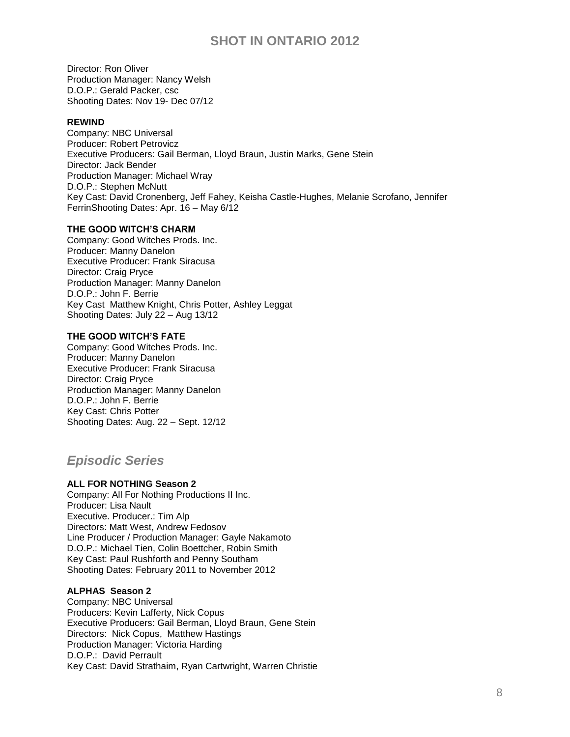Director: Ron Oliver
Production Manager: Nancy Welsh
D.O.P.: Gerald Packer, csc
Shooting Dates: Nov 19- Dec 07/12

**REWIND**
Company: NBC Universal
Producer: Robert Petrovicz
Executive Producers: Gail Berman, Lloyd Braun, Justin Marks, Gene Stein
Director: Jack Bender
Production Manager: Michael Wray
D.O.P.: Stephen McNutt
Key Cast: David Cronenberg, Jeff Fahey, Keisha Castle-Hughes, Melanie Scrofano, Jennifer FerrinShooting Dates: Apr. 16 – May 6/12

**THE GOOD WITCH'S CHARM**
Company: Good Witches Prods. Inc.
Producer: Manny Danelon
Executive Producer: Frank Siracusa
Director: Craig Pryce
Production Manager: Manny Danelon
D.O.P.: John F. Berrie
Key Cast Matthew Knight, Chris Potter, Ashley Leggat
Shooting Dates: July 22 – Aug 13/12

**THE GOOD WITCH'S FATE**
Company: Good Witches Prods. Inc.
Producer: Manny Danelon
Executive Producer: Frank Siracusa
Director: Craig Pryce
Production Manager: Manny Danelon
D.O.P.: John F. Berrie
Key Cast: Chris Potter
Shooting Dates: Aug. 22 – Sept. 12/12

## *Episodic Series*

**ALL FOR NOTHING Season 2**
Company: All For Nothing Productions II Inc.
Producer: Lisa Nault
Executive. Producer.: Tim Alp
Directors: Matt West, Andrew Fedosov
Line Producer / Production Manager: Gayle Nakamoto
D.O.P.: Michael Tien, Colin Boettcher, Robin Smith
Key Cast: Paul Rushforth and Penny Southam
Shooting Dates: February 2011 to November 2012

**ALPHAS Season 2**
Company: NBC Universal
Producers: Kevin Lafferty, Nick Copus
Executive Producers: Gail Berman, Lloyd Braun, Gene Stein
Directors: Nick Copus, Matthew Hastings
Production Manager: Victoria Harding
D.O.P.: David Perrault
Key Cast: David Strathaim, Ryan Cartwright, Warren Christie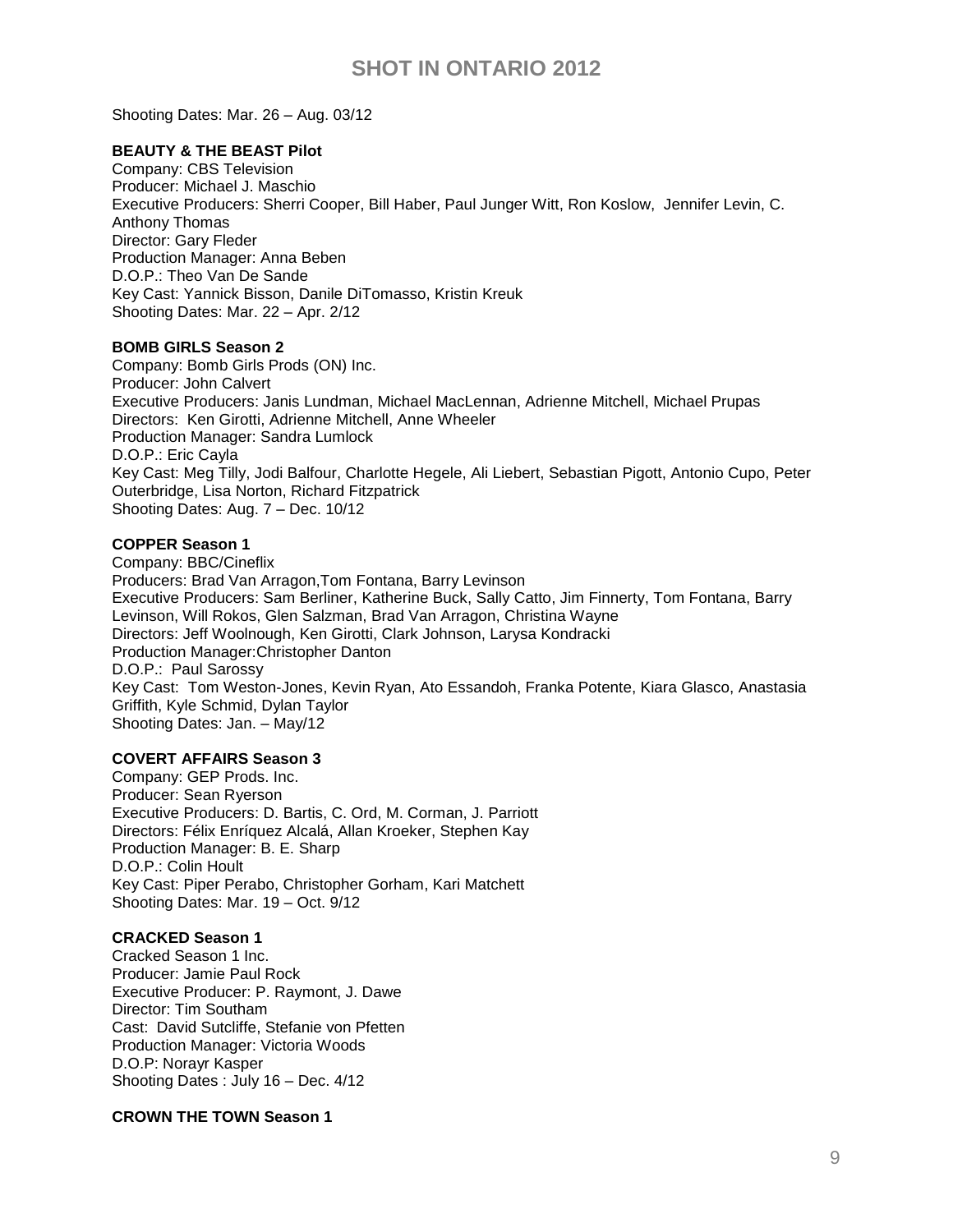Shooting Dates: Mar. 26 – Aug. 03/12

**BEAUTY & THE BEAST Pilot**
Company: CBS Television
Producer: Michael J. Maschio
Executive Producers: Sherri Cooper, Bill Haber, Paul Junger Witt, Ron Koslow, Jennifer Levin, C. Anthony Thomas
Director: Gary Fleder
Production Manager: Anna Beben
D.O.P.: Theo Van De Sande
Key Cast: Yannick Bisson, Danile DiTomasso, Kristin Kreuk
Shooting Dates: Mar. 22 – Apr. 2/12

**BOMB GIRLS Season 2**
Company: Bomb Girls Prods (ON) Inc.
Producer: John Calvert
Executive Producers: Janis Lundman, Michael MacLennan, Adrienne Mitchell, Michael Prupas
Directors: Ken Girotti, Adrienne Mitchell, Anne Wheeler
Production Manager: Sandra Lumlock
D.O.P.: Eric Cayla
Key Cast: Meg Tilly, Jodi Balfour, Charlotte Hegele, Ali Liebert, Sebastian Pigott, Antonio Cupo, Peter Outerbridge, Lisa Norton, Richard Fitzpatrick
Shooting Dates: Aug. 7 – Dec. 10/12

**COPPER Season 1**
Company: BBC/Cineflix
Producers: Brad Van Arragon,Tom Fontana, Barry Levinson
Executive Producers: Sam Berliner, Katherine Buck, Sally Catto, Jim Finnerty, Tom Fontana, Barry Levinson, Will Rokos, Glen Salzman, Brad Van Arragon, Christina Wayne
Directors: Jeff Woolnough, Ken Girotti, Clark Johnson, Larysa Kondracki
Production Manager:Christopher Danton
D.O.P.: Paul Sarossy
Key Cast: Tom Weston-Jones, Kevin Ryan, Ato Essandoh, Franka Potente, Kiara Glasco, Anastasia Griffith, Kyle Schmid, Dylan Taylor
Shooting Dates: Jan. – May/12

**COVERT AFFAIRS Season 3**
Company: GEP Prods. Inc.
Producer: Sean Ryerson
Executive Producers: D. Bartis, C. Ord, M. Corman, J. Parriott
Directors: Félix Enríquez Alcalá, Allan Kroeker, Stephen Kay
Production Manager: B. E. Sharp
D.O.P.: Colin Hoult
Key Cast: Piper Perabo, Christopher Gorham, Kari Matchett
Shooting Dates: Mar. 19 – Oct. 9/12

**CRACKED Season 1**
Cracked Season 1 Inc.
Producer: Jamie Paul Rock
Executive Producer: P. Raymont, J. Dawe
Director: Tim Southam
Cast: David Sutcliffe, Stefanie von Pfetten
Production Manager: Victoria Woods
D.O.P: Norayr Kasper
Shooting Dates : July 16 – Dec. 4/12

**CROWN THE TOWN Season 1**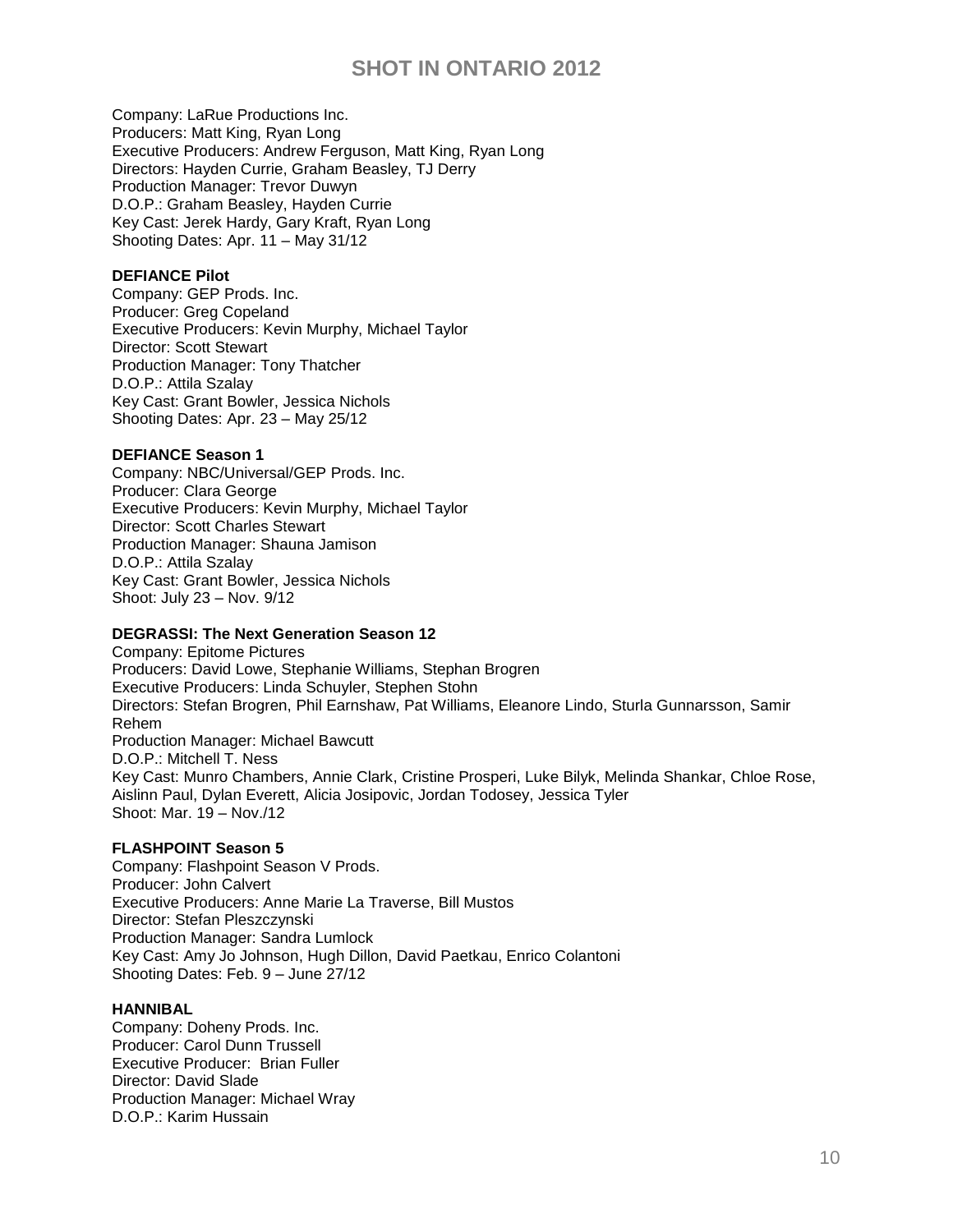Company: LaRue Productions Inc.
Producers: Matt King, Ryan Long
Executive Producers: Andrew Ferguson, Matt King, Ryan Long
Directors: Hayden Currie, Graham Beasley, TJ Derry
Production Manager: Trevor Duwyn
D.O.P.: Graham Beasley, Hayden Currie
Key Cast: Jerek Hardy, Gary Kraft, Ryan Long
Shooting Dates: Apr. 11 – May 31/12

**DEFIANCE Pilot**
Company: GEP Prods. Inc.
Producer: Greg Copeland
Executive Producers: Kevin Murphy, Michael Taylor
Director: Scott Stewart
Production Manager: Tony Thatcher
D.O.P.: Attila Szalay
Key Cast: Grant Bowler, Jessica Nichols
Shooting Dates: Apr. 23 – May 25/12

**DEFIANCE Season 1**
Company: NBC/Universal/GEP Prods. Inc.
Producer: Clara George
Executive Producers: Kevin Murphy, Michael Taylor
Director: Scott Charles Stewart
Production Manager: Shauna Jamison
D.O.P.: Attila Szalay
Key Cast: Grant Bowler, Jessica Nichols
Shoot: July 23 – Nov. 9/12

**DEGRASSI: The Next Generation Season 12**
Company: Epitome Pictures
Producers: David Lowe, Stephanie Williams, Stephan Brogren
Executive Producers: Linda Schuyler, Stephen Stohn
Directors: Stefan Brogren, Phil Earnshaw, Pat Williams, Eleanore Lindo, Sturla Gunnarsson, Samir Rehem
Production Manager: Michael Bawcutt
D.O.P.: Mitchell T. Ness
Key Cast: Munro Chambers, Annie Clark, Cristine Prosperi, Luke Bilyk, Melinda Shankar, Chloe Rose, Aislinn Paul, Dylan Everett, Alicia Josipovic, Jordan Todosey, Jessica Tyler
Shoot: Mar. 19 – Nov./12

**FLASHPOINT Season 5**
Company: Flashpoint Season V Prods.
Producer: John Calvert
Executive Producers: Anne Marie La Traverse, Bill Mustos
Director: Stefan Pleszczynski
Production Manager: Sandra Lumlock
Key Cast: Amy Jo Johnson, Hugh Dillon, David Paetkau, Enrico Colantoni
Shooting Dates: Feb. 9 – June 27/12

**HANNIBAL**
Company: Doheny Prods. Inc.
Producer: Carol Dunn Trussell
Executive Producer: Brian Fuller
Director: David Slade
Production Manager: Michael Wray
D.O.P.: Karim Hussain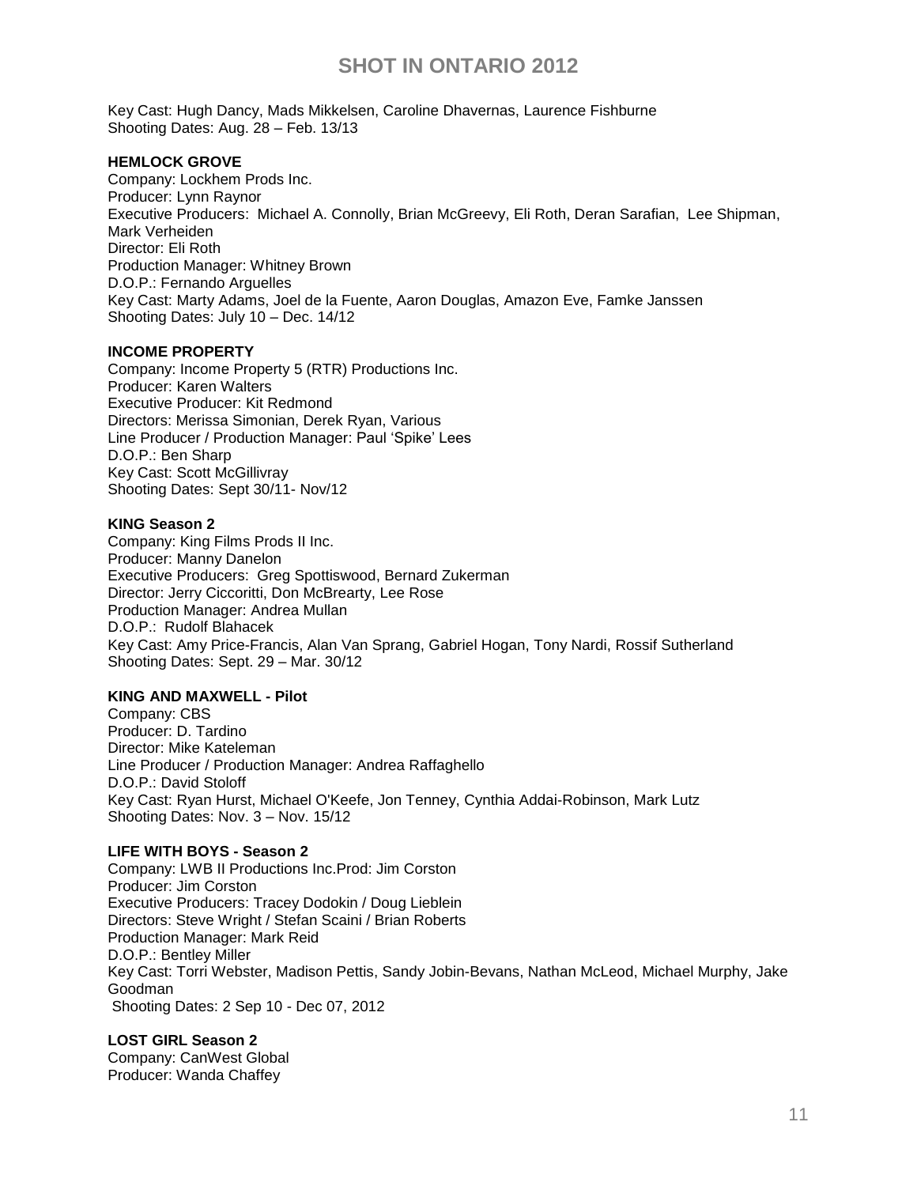Key Cast: Hugh Dancy, Mads Mikkelsen, Caroline Dhavernas, Laurence Fishburne
Shooting Dates: Aug. 28 – Feb. 13/13

**HEMLOCK GROVE**
Company: Lockhem Prods Inc.
Producer: Lynn Raynor
Executive Producers: Michael A. Connolly, Brian McGreevy, Eli Roth, Deran Sarafian, Lee Shipman, Mark Verheiden
Director: Eli Roth
Production Manager: Whitney Brown
D.O.P.: Fernando Arguelles
Key Cast: Marty Adams, Joel de la Fuente, Aaron Douglas, Amazon Eve, Famke Janssen
Shooting Dates: July 10 – Dec. 14/12

**INCOME PROPERTY**
Company: Income Property 5 (RTR) Productions Inc.
Producer: Karen Walters
Executive Producer: Kit Redmond
Directors: Merissa Simonian, Derek Ryan, Various
Line Producer / Production Manager: Paul 'Spike' Lees
D.O.P.: Ben Sharp
Key Cast: Scott McGillivray
Shooting Dates: Sept 30/11- Nov/12

**KING Season 2**
Company: King Films Prods II Inc.
Producer: Manny Danelon
Executive Producers: Greg Spottiswood, Bernard Zukerman
Director: Jerry Ciccoritti, Don McBrearty, Lee Rose
Production Manager: Andrea Mullan
D.O.P.: Rudolf Blahacek
Key Cast: Amy Price-Francis, Alan Van Sprang, Gabriel Hogan, Tony Nardi, Rossif Sutherland
Shooting Dates: Sept. 29 – Mar. 30/12

**KING AND MAXWELL - Pilot**
Company: CBS
Producer: D. Tardino
Director: Mike Kateleman
Line Producer / Production Manager: Andrea Raffaghello
D.O.P.: David Stoloff
Key Cast: Ryan Hurst, Michael O'Keefe, Jon Tenney, Cynthia Addai-Robinson, Mark Lutz
Shooting Dates: Nov. 3 – Nov. 15/12

**LIFE WITH BOYS - Season 2**
Company: LWB II Productions Inc.Prod: Jim Corston
Producer: Jim Corston
Executive Producers: Tracey Dodokin / Doug Lieblein
Directors: Steve Wright / Stefan Scaini / Brian Roberts
Production Manager: Mark Reid
D.O.P.: Bentley Miller
Key Cast: Torri Webster, Madison Pettis, Sandy Jobin-Bevans, Nathan McLeod, Michael Murphy, Jake Goodman
Shooting Dates: 2 Sep 10 - Dec 07, 2012

**LOST GIRL Season 2**
Company: CanWest Global
Producer: Wanda Chaffey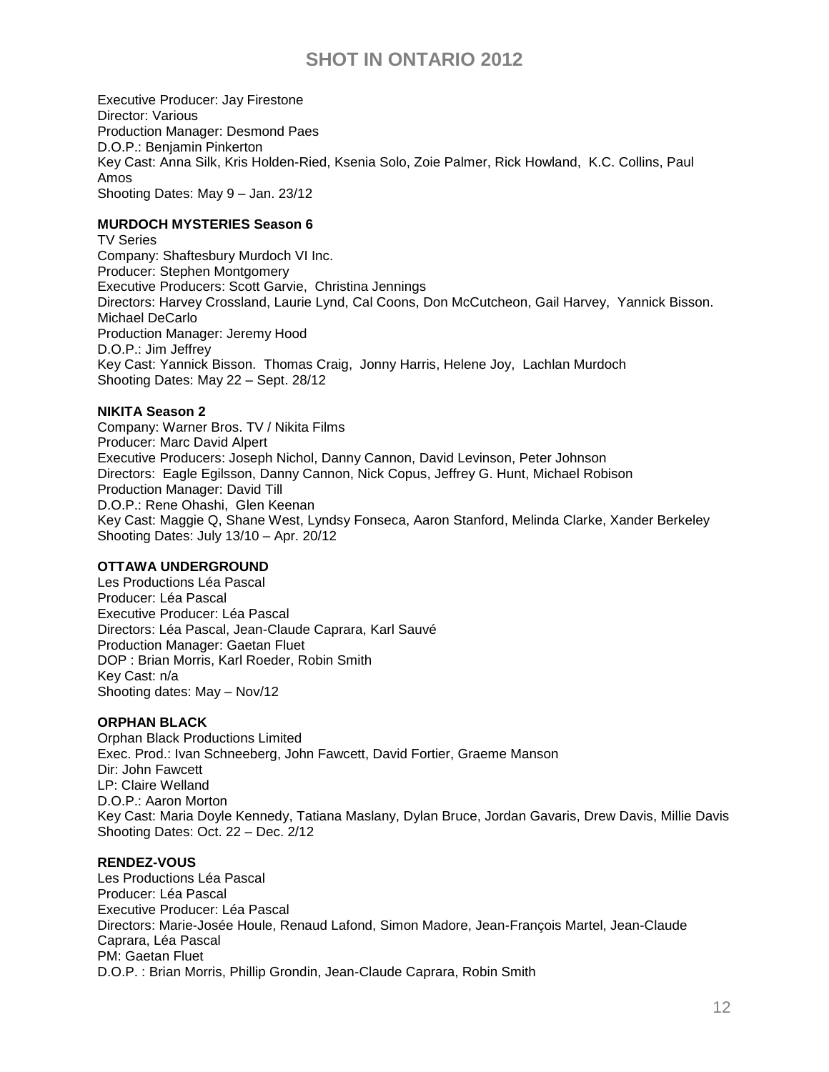Executive Producer: Jay Firestone
Director: Various
Production Manager: Desmond Paes
D.O.P.: Benjamin Pinkerton
Key Cast: Anna Silk, Kris Holden-Ried, Ksenia Solo, Zoie Palmer, Rick Howland, K.C. Collins, Paul Amos
Shooting Dates: May 9 – Jan. 23/12

**MURDOCH MYSTERIES Season 6**
TV Series
Company: Shaftesbury Murdoch VI Inc.
Producer: Stephen Montgomery
Executive Producers: Scott Garvie, Christina Jennings
Directors: Harvey Crossland, Laurie Lynd, Cal Coons, Don McCutcheon, Gail Harvey, Yannick Bisson. Michael DeCarlo
Production Manager: Jeremy Hood
D.O.P.: Jim Jeffrey
Key Cast: Yannick Bisson. Thomas Craig, Jonny Harris, Helene Joy, Lachlan Murdoch
Shooting Dates: May 22 – Sept. 28/12

**NIKITA Season 2**
Company: Warner Bros. TV / Nikita Films
Producer: Marc David Alpert
Executive Producers: Joseph Nichol, Danny Cannon, David Levinson, Peter Johnson
Directors: Eagle Egilsson, Danny Cannon, Nick Copus, Jeffrey G. Hunt, Michael Robison
Production Manager: David Till
D.O.P.: Rene Ohashi, Glen Keenan
Key Cast: Maggie Q, Shane West, Lyndsy Fonseca, Aaron Stanford, Melinda Clarke, Xander Berkeley
Shooting Dates: July 13/10 – Apr. 20/12

**OTTAWA UNDERGROUND**
Les Productions Léa Pascal
Producer: Léa Pascal
Executive Producer: Léa Pascal
Directors: Léa Pascal, Jean-Claude Caprara, Karl Sauvé
Production Manager: Gaetan Fluet
DOP : Brian Morris, Karl Roeder, Robin Smith
Key Cast: n/a
Shooting dates: May – Nov/12

**ORPHAN BLACK**
Orphan Black Productions Limited
Exec. Prod.: Ivan Schneeberg, John Fawcett, David Fortier, Graeme Manson
Dir: John Fawcett
LP: Claire Welland
D.O.P.: Aaron Morton
Key Cast: Maria Doyle Kennedy, Tatiana Maslany, Dylan Bruce, Jordan Gavaris, Drew Davis, Millie Davis
Shooting Dates: Oct. 22 – Dec. 2/12

**RENDEZ-VOUS**
Les Productions Léa Pascal
Producer: Léa Pascal
Executive Producer: Léa Pascal
Directors: Marie-Josée Houle, Renaud Lafond, Simon Madore, Jean-François Martel, Jean-Claude Caprara, Léa Pascal
PM: Gaetan Fluet
D.O.P. : Brian Morris, Phillip Grondin, Jean-Claude Caprara, Robin Smith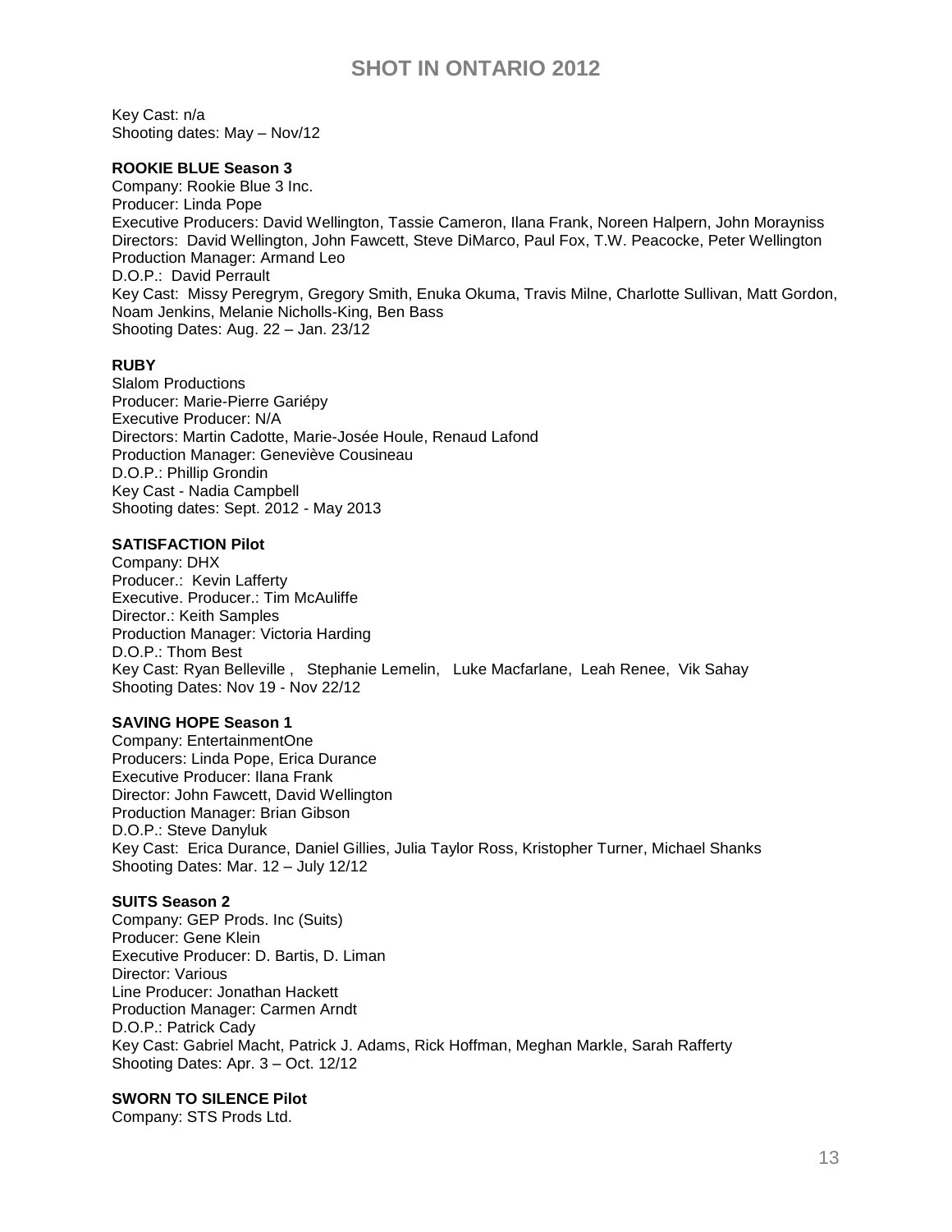Key Cast: n/a
Shooting dates: May – Nov/12

**ROOKIE BLUE Season 3**
Company: Rookie Blue 3 Inc.
Producer: Linda Pope
Executive Producers: David Wellington, Tassie Cameron, Ilana Frank, Noreen Halpern, John Morayniss
Directors: David Wellington, John Fawcett, Steve DiMarco, Paul Fox, T.W. Peacocke, Peter Wellington
Production Manager: Armand Leo
D.O.P.: David Perrault
Key Cast: Missy Peregrym, Gregory Smith, Enuka Okuma, Travis Milne, Charlotte Sullivan, Matt Gordon, Noam Jenkins, Melanie Nicholls-King, Ben Bass
Shooting Dates: Aug. 22 – Jan. 23/12

**RUBY**
Slalom Productions
Producer: Marie-Pierre Gariépy
Executive Producer: N/A
Directors: Martin Cadotte, Marie-Josée Houle, Renaud Lafond
Production Manager: Geneviève Cousineau
D.O.P.: Phillip Grondin
Key Cast - Nadia Campbell
Shooting dates: Sept. 2012 - May 2013

**SATISFACTION Pilot**
Company: DHX
Producer.: Kevin Lafferty
Executive. Producer.: Tim McAuliffe
Director.: Keith Samples
Production Manager: Victoria Harding
D.O.P.: Thom Best
Key Cast: Ryan Belleville , Stephanie Lemelin, Luke Macfarlane, Leah Renee, Vik Sahay
Shooting Dates: Nov 19 - Nov 22/12

**SAVING HOPE Season 1**
Company: EntertainmentOne
Producers: Linda Pope, Erica Durance
Executive Producer: Ilana Frank
Director: John Fawcett, David Wellington
Production Manager: Brian Gibson
D.O.P.: Steve Danyluk
Key Cast: Erica Durance, Daniel Gillies, Julia Taylor Ross, Kristopher Turner, Michael Shanks
Shooting Dates: Mar. 12 – July 12/12

**SUITS Season 2**
Company: GEP Prods. Inc (Suits)
Producer: Gene Klein
Executive Producer: D. Bartis, D. Liman
Director: Various
Line Producer: Jonathan Hackett
Production Manager: Carmen Arndt
D.O.P.: Patrick Cady
Key Cast: Gabriel Macht, Patrick J. Adams, Rick Hoffman, Meghan Markle, Sarah Rafferty
Shooting Dates: Apr. 3 – Oct. 12/12

**SWORN TO SILENCE Pilot**
Company: STS Prods Ltd.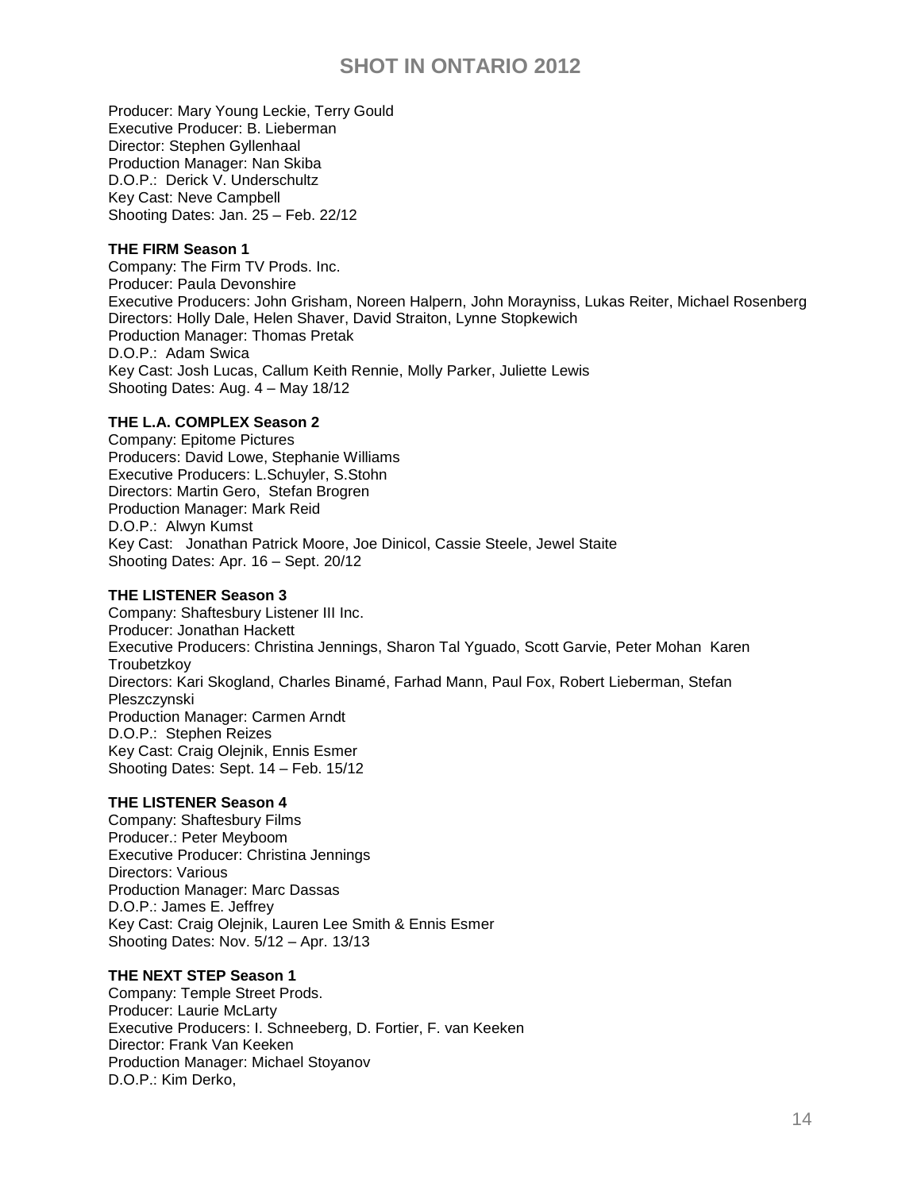Producer: Mary Young Leckie, Terry Gould
Executive Producer: B. Lieberman
Director: Stephen Gyllenhaal
Production Manager: Nan Skiba
D.O.P.: Derick V. Underschultz
Key Cast: Neve Campbell
Shooting Dates: Jan. 25 – Feb. 22/12

**THE FIRM Season 1**
Company: The Firm TV Prods. Inc.
Producer: Paula Devonshire
Executive Producers: John Grisham, Noreen Halpern, John Morayniss, Lukas Reiter, Michael Rosenberg
Directors: Holly Dale, Helen Shaver, David Straiton, Lynne Stopkewich
Production Manager: Thomas Pretak
D.O.P.: Adam Swica
Key Cast: Josh Lucas, Callum Keith Rennie, Molly Parker, Juliette Lewis
Shooting Dates: Aug. 4 – May 18/12

**THE L.A. COMPLEX Season 2**
Company: Epitome Pictures
Producers: David Lowe, Stephanie Williams
Executive Producers: L.Schuyler, S.Stohn
Directors: Martin Gero, Stefan Brogren
Production Manager: Mark Reid
D.O.P.: Alwyn Kumst
Key Cast: Jonathan Patrick Moore, Joe Dinicol, Cassie Steele, Jewel Staite
Shooting Dates: Apr. 16 – Sept. 20/12

**THE LISTENER Season 3**
Company: Shaftesbury Listener III Inc.
Producer: Jonathan Hackett
Executive Producers: Christina Jennings, Sharon Tal Yguado, Scott Garvie, Peter Mohan Karen Troubetzkoy
Directors: Kari Skogland, Charles Binamé, Farhad Mann, Paul Fox, Robert Lieberman, Stefan Pleszczynski
Production Manager: Carmen Arndt
D.O.P.: Stephen Reizes
Key Cast: Craig Olejnik, Ennis Esmer
Shooting Dates: Sept. 14 – Feb. 15/12

**THE LISTENER Season 4**
Company: Shaftesbury Films
Producer.: Peter Meyboom
Executive Producer: Christina Jennings
Directors: Various
Production Manager: Marc Dassas
D.O.P.: James E. Jeffrey
Key Cast: Craig Olejnik, Lauren Lee Smith & Ennis Esmer
Shooting Dates: Nov. 5/12 – Apr. 13/13

**THE NEXT STEP Season 1**
Company: Temple Street Prods.
Producer: Laurie McLarty
Executive Producers: I. Schneeberg, D. Fortier, F. van Keeken
Director: Frank Van Keeken
Production Manager: Michael Stoyanov
D.O.P.: Kim Derko,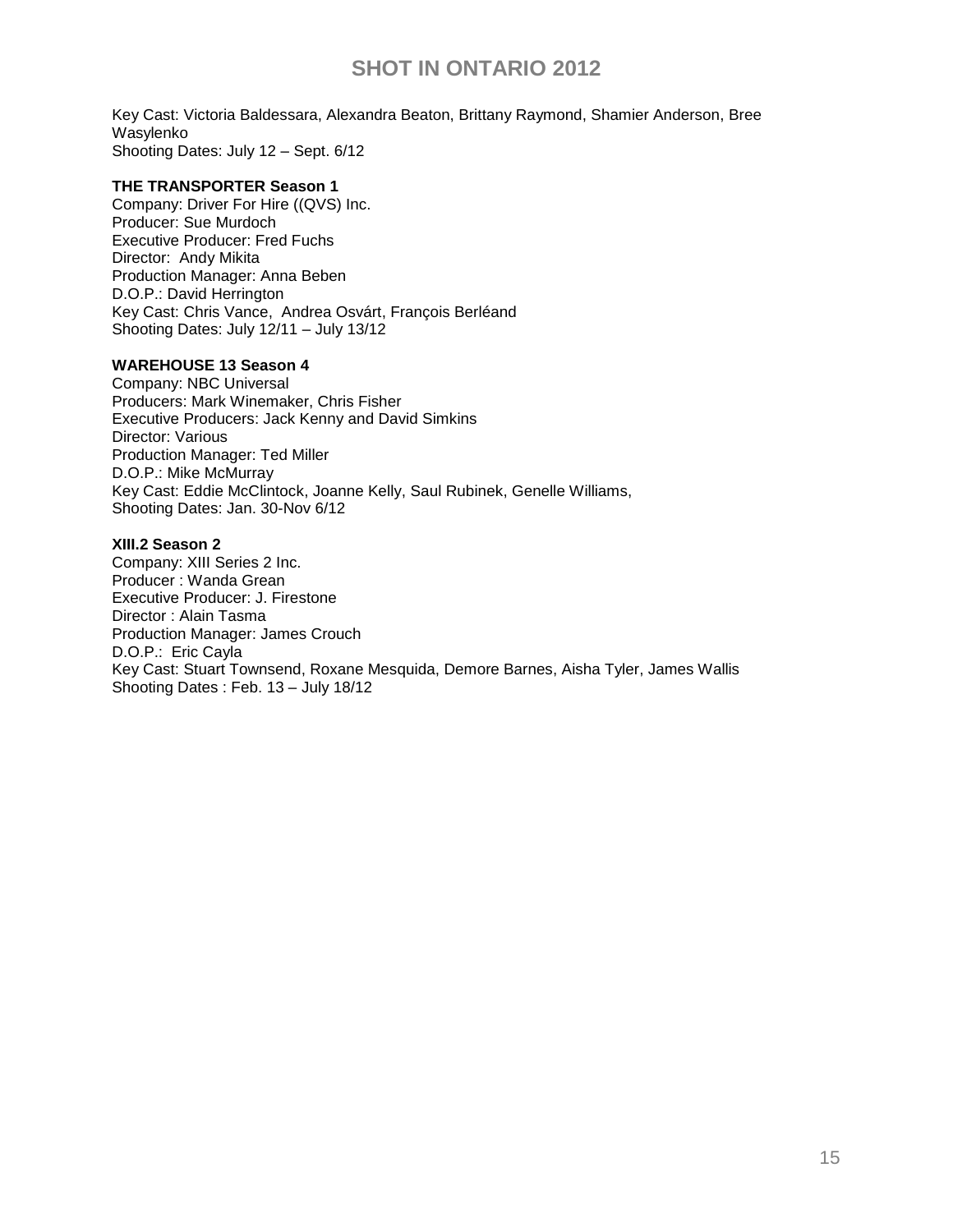Key Cast: Victoria Baldessara, Alexandra Beaton, Brittany Raymond, Shamier Anderson, Bree Wasylenko
Shooting Dates: July 12 – Sept. 6/12

**THE TRANSPORTER Season 1**
Company: Driver For Hire ((QVS) Inc.
Producer: Sue Murdoch
Executive Producer: Fred Fuchs
Director: Andy Mikita
Production Manager: Anna Beben
D.O.P.: David Herrington
Key Cast: Chris Vance, Andrea Osvárt, François Berléand
Shooting Dates: July 12/11 – July 13/12

**WAREHOUSE 13 Season 4**
Company: NBC Universal
Producers: Mark Winemaker, Chris Fisher
Executive Producers: Jack Kenny and David Simkins
Director: Various
Production Manager: Ted Miller
D.O.P.: Mike McMurray
Key Cast: Eddie McClintock, Joanne Kelly, Saul Rubinek, Genelle Williams,
Shooting Dates: Jan. 30-Nov 6/12

**XIII.2 Season 2**
Company: XIII Series 2 Inc.
Producer : Wanda Grean
Executive Producer: J. Firestone
Director : Alain Tasma
Production Manager: James Crouch
D.O.P.: Eric Cayla
Key Cast: Stuart Townsend, Roxane Mesquida, Demore Barnes, Aisha Tyler, James Wallis
Shooting Dates : Feb. 13 – July 18/12